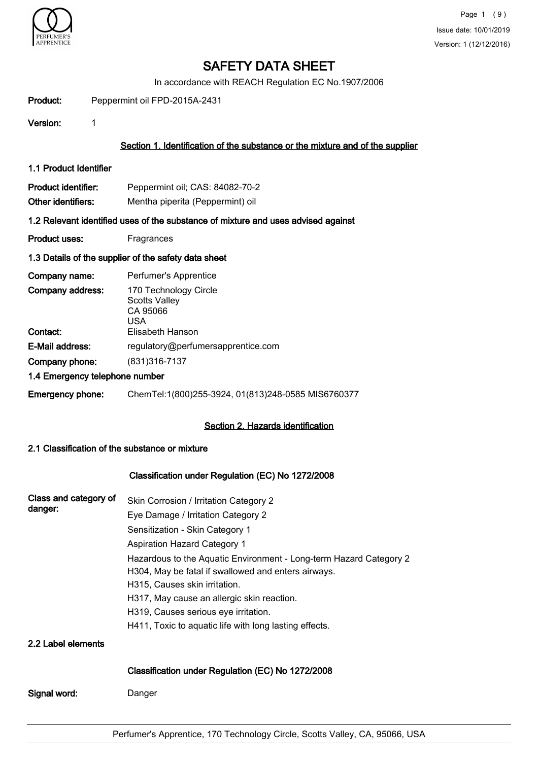Issue date: 10/01/2019
Version: 1 (12/12/2016)

# SAFETY DATA SHEET

In accordance with REACH Regulation EC No.1907/2006

**Product:** Peppermint oil FPD-2015A-2431

**Version:** 1

## Section 1. Identification of the substance or the mixture and of the supplier

### 1.1 Product Identifier

**Product identifier:** Peppermint oil; CAS: 84082-70-2

**Other identifiers:** Mentha piperita (Peppermint) oil

### 1.2 Relevant identified uses of the substance of mixture and uses advised against

**Product uses:** Fragrances

### 1.3 Details of the supplier of the safety data sheet

**Company name:** Perfumer's Apprentice

**Company address:** 170 Technology Circle
Scotts Valley
CA 95066
USA

**Contact:** Elisabeth Hanson

**E-Mail address:** regulatory@perfumersapprentice.com

**Company phone:** (831)316-7137

### 1.4 Emergency telephone number

**Emergency phone:** ChemTel:1(800)255-3924, 01(813)248-0585 MIS6760377

## Section 2. Hazards identification

### 2.1 Classification of the substance or mixture

#### Classification under Regulation (EC) No 1272/2008

**Class and category of danger:**

Skin Corrosion / Irritation Category 2

Eye Damage / Irritation Category 2

Sensitization - Skin Category 1

Aspiration Hazard Category 1

Hazardous to the Aquatic Environment - Long-term Hazard Category 2

H304, May be fatal if swallowed and enters airways.

H315, Causes skin irritation.

H317, May cause an allergic skin reaction.

H319, Causes serious eye irritation.

H411, Toxic to aquatic life with long lasting effects.

### 2.2 Label elements

#### Classification under Regulation (EC) No 1272/2008

**Signal word:** Danger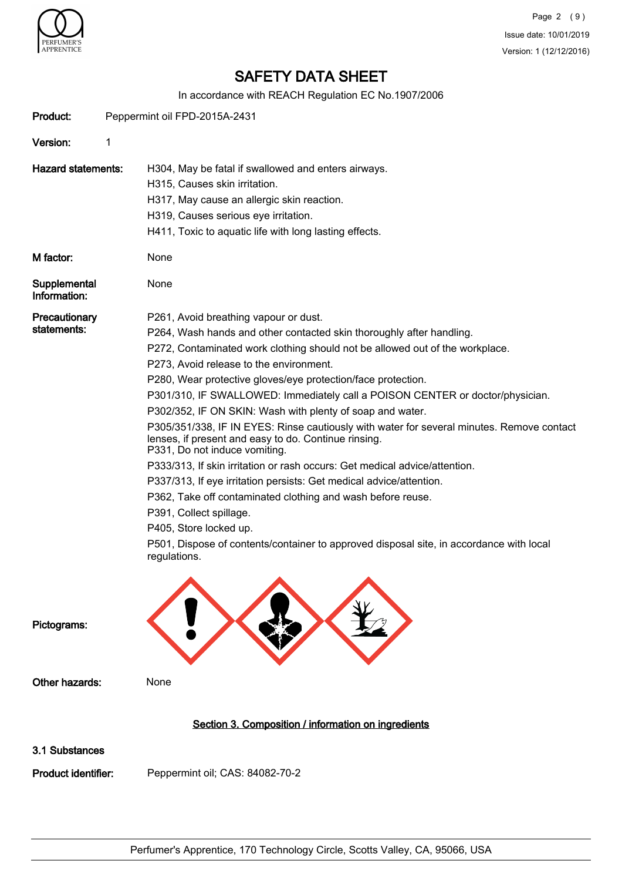# SAFETY DATA SHEET

In accordance with REACH Regulation EC No.1907/2006

**Product:** Peppermint oil FPD-2015A-2431

**Version:** 1

**Hazard statements:**

H304, May be fatal if swallowed and enters airways.
H315, Causes skin irritation.
H317, May cause an allergic skin reaction.
H319, Causes serious eye irritation.
H411, Toxic to aquatic life with long lasting effects.

**M factor:** None

**Supplemental Information:** None

**Precautionary statements:**

P261, Avoid breathing vapour or dust.
P264, Wash hands and other contacted skin thoroughly after handling.
P272, Contaminated work clothing should not be allowed out of the workplace.
P273, Avoid release to the environment.
P280, Wear protective gloves/eye protection/face protection.
P301/310, IF SWALLOWED: Immediately call a POISON CENTER or doctor/physician.
P302/352, IF ON SKIN: Wash with plenty of soap and water.
P305/351/338, IF IN EYES: Rinse cautiously with water for several minutes. Remove contact lenses, if present and easy to do. Continue rinsing.
P331, Do not induce vomiting.
P333/313, If skin irritation or rash occurs: Get medical advice/attention.
P337/313, If eye irritation persists: Get medical advice/attention.
P362, Take off contaminated clothing and wash before reuse.
P391, Collect spillage.
P405, Store locked up.
P501, Dispose of contents/container to approved disposal site, in accordance with local regulations.

**Pictograms:**

**Other hazards:** None

## Section 3. Composition / information on ingredients

### 3.1 Substances

**Product identifier:** Peppermint oil; CAS: 84082-70-2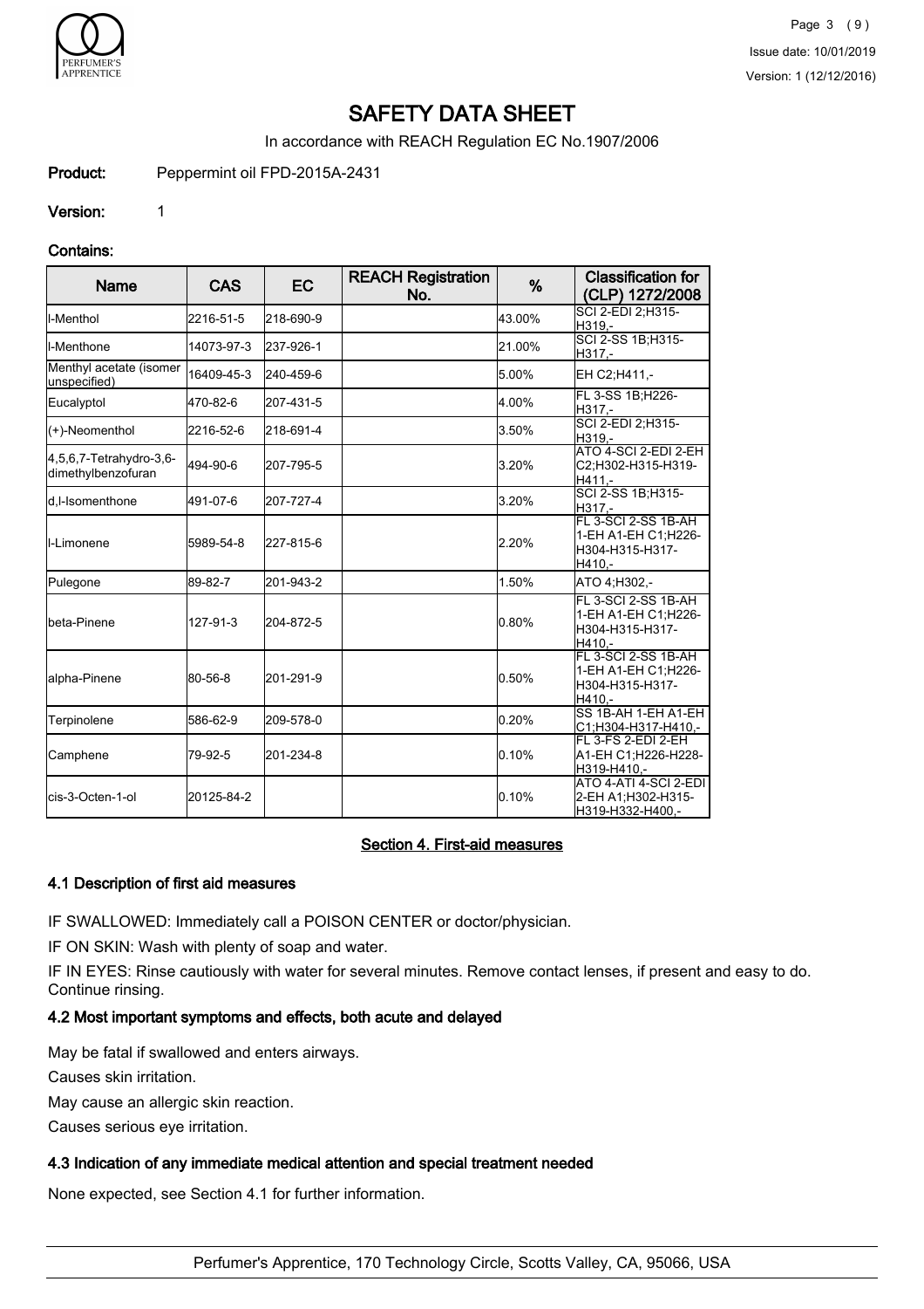# SAFETY DATA SHEET

In accordance with REACH Regulation EC No.1907/2006

**Product:** Peppermint oil FPD-2015A-2431

**Version:** 1

### Contains:

| Name | CAS | EC | REACH Registration No. | % | Classification for (CLP) 1272/2008 |
|---|---|---|---|---|---|
| l-Menthol | 2216-51-5 | 218-690-9 | | 43.00% | SCI 2-EDI 2;H315-H319,- |
| l-Menthone | 14073-97-3 | 237-926-1 | | 21.00% | SCI 2-SS 1B;H315-H317,- |
| Menthyl acetate (isomer unspecified) | 16409-45-3 | 240-459-6 | | 5.00% | EH C2;H411,- |
| Eucalyptol | 470-82-6 | 207-431-5 | | 4.00% | FL 3-SS 1B;H226-H317,- |
| (+)-Neomenthol | 2216-52-6 | 218-691-4 | | 3.50% | SCI 2-EDI 2;H315-H319,- |
| 4,5,6,7-Tetrahydro-3,6-dimethylbenzofuran | 494-90-6 | 207-795-5 | | 3.20% | ATO 4-SCI 2-EDI 2-EH C2;H302-H315-H319-H411,- |
| d,l-Isomenthone | 491-07-6 | 207-727-4 | | 3.20% | SCI 2-SS 1B;H315-H317,- |
| l-Limonene | 5989-54-8 | 227-815-6 | | 2.20% | FL 3-SCI 2-SS 1B-AH 1-EH A1-EH C1;H226-H304-H315-H317-H410,- |
| Pulegone | 89-82-7 | 201-943-2 | | 1.50% | ATO 4;H302,- |
| beta-Pinene | 127-91-3 | 204-872-5 | | 0.80% | FL 3-SCI 2-SS 1B-AH 1-EH A1-EH C1;H226-H304-H315-H317-H410,- |
| alpha-Pinene | 80-56-8 | 201-291-9 | | 0.50% | FL 3-SCI 2-SS 1B-AH 1-EH A1-EH C1;H226-H304-H315-H317-H410,- |
| Terpinolene | 586-62-9 | 209-578-0 | | 0.20% | SS 1B-AH 1-EH A1-EH C1;H304-H317-H410,- |
| Camphene | 79-92-5 | 201-234-8 | | 0.10% | FL 3-FS 2-EDI 2-EH A1-EH C1;H226-H228-H319-H410,- |
| cis-3-Octen-1-ol | 20125-84-2 | | | 0.10% | ATO 4-ATI 4-SCI 2-EDI 2-EH A1;H302-H315-H319-H332-H400,- |

## Section 4. First-aid measures

### 4.1 Description of first aid measures

IF SWALLOWED: Immediately call a POISON CENTER or doctor/physician.

IF ON SKIN: Wash with plenty of soap and water.

IF IN EYES: Rinse cautiously with water for several minutes. Remove contact lenses, if present and easy to do. Continue rinsing.

### 4.2 Most important symptoms and effects, both acute and delayed

May be fatal if swallowed and enters airways.

Causes skin irritation.

May cause an allergic skin reaction.

Causes serious eye irritation.

### 4.3 Indication of any immediate medical attention and special treatment needed

None expected, see Section 4.1 for further information.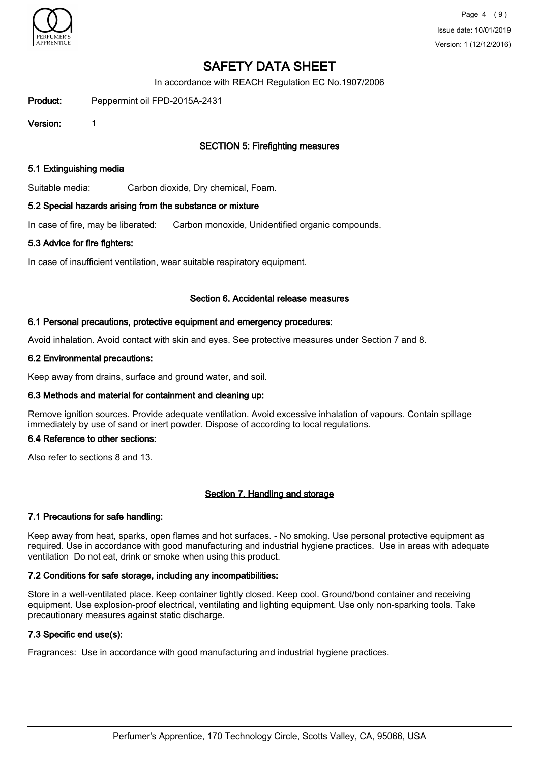# SAFETY DATA SHEET

In accordance with REACH Regulation EC No.1907/2006

**Product:** Peppermint oil FPD-2015A-2431

**Version:** 1

## SECTION 5: Firefighting measures

### 5.1 Extinguishing media

Suitable media: Carbon dioxide, Dry chemical, Foam.

### 5.2 Special hazards arising from the substance or mixture

In case of fire, may be liberated: Carbon monoxide, Unidentified organic compounds.

### 5.3 Advice for fire fighters:

In case of insufficient ventilation, wear suitable respiratory equipment.

## Section 6. Accidental release measures

### 6.1 Personal precautions, protective equipment and emergency procedures:

Avoid inhalation. Avoid contact with skin and eyes. See protective measures under Section 7 and 8.

### 6.2 Environmental precautions:

Keep away from drains, surface and ground water, and soil.

### 6.3 Methods and material for containment and cleaning up:

Remove ignition sources. Provide adequate ventilation. Avoid excessive inhalation of vapours. Contain spillage immediately by use of sand or inert powder. Dispose of according to local regulations.

### 6.4 Reference to other sections:

Also refer to sections 8 and 13.

## Section 7. Handling and storage

### 7.1 Precautions for safe handling:

Keep away from heat, sparks, open flames and hot surfaces. - No smoking. Use personal protective equipment as required. Use in accordance with good manufacturing and industrial hygiene practices. Use in areas with adequate ventilation Do not eat, drink or smoke when using this product.

### 7.2 Conditions for safe storage, including any incompatibilities:

Store in a well-ventilated place. Keep container tightly closed. Keep cool. Ground/bond container and receiving equipment. Use explosion-proof electrical, ventilating and lighting equipment. Use only non-sparking tools. Take precautionary measures against static discharge.

### 7.3 Specific end use(s):

Fragrances: Use in accordance with good manufacturing and industrial hygiene practices.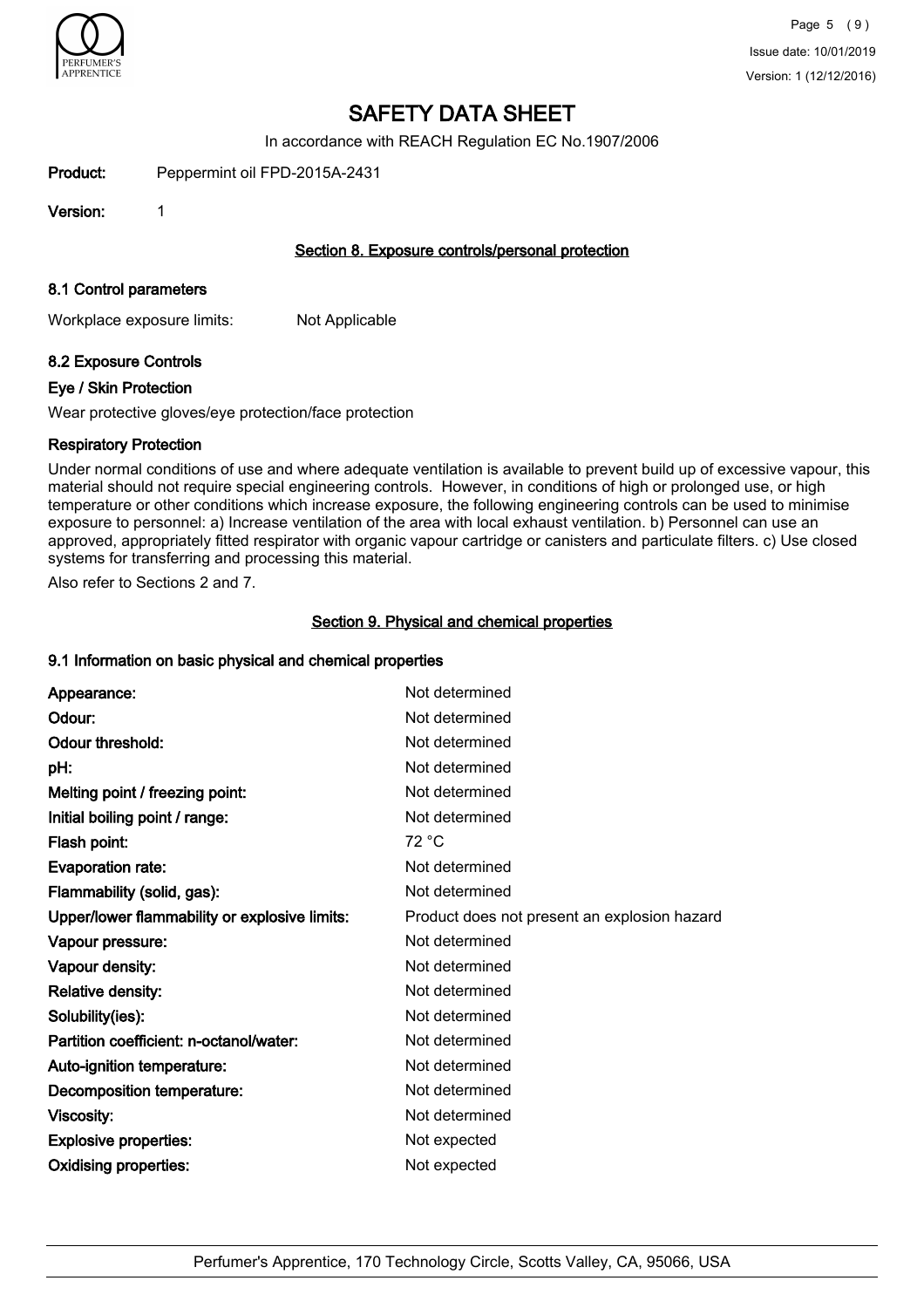# SAFETY DATA SHEET

In accordance with REACH Regulation EC No.1907/2006

**Product:** Peppermint oil FPD-2015A-2431

**Version:** 1

## Section 8. Exposure controls/personal protection

### 8.1 Control parameters

Workplace exposure limits: Not Applicable

### 8.2 Exposure Controls

#### Eye / Skin Protection

Wear protective gloves/eye protection/face protection

#### Respiratory Protection

Under normal conditions of use and where adequate ventilation is available to prevent build up of excessive vapour, this material should not require special engineering controls. However, in conditions of high or prolonged use, or high temperature or other conditions which increase exposure, the following engineering controls can be used to minimise exposure to personnel: a) Increase ventilation of the area with local exhaust ventilation. b) Personnel can use an approved, appropriately fitted respirator with organic vapour cartridge or canisters and particulate filters. c) Use closed systems for transferring and processing this material.

Also refer to Sections 2 and 7.

## Section 9. Physical and chemical properties

### 9.1 Information on basic physical and chemical properties

| Property | Value |
|---|---|
| **Appearance:** | Not determined |
| **Odour:** | Not determined |
| **Odour threshold:** | Not determined |
| **pH:** | Not determined |
| **Melting point / freezing point:** | Not determined |
| **Initial boiling point / range:** | Not determined |
| **Flash point:** | 72 °C |
| **Evaporation rate:** | Not determined |
| **Flammability (solid, gas):** | Not determined |
| **Upper/lower flammability or explosive limits:** | Product does not present an explosion hazard |
| **Vapour pressure:** | Not determined |
| **Vapour density:** | Not determined |
| **Relative density:** | Not determined |
| **Solubility(ies):** | Not determined |
| **Partition coefficient: n-octanol/water:** | Not determined |
| **Auto-ignition temperature:** | Not determined |
| **Decomposition temperature:** | Not determined |
| **Viscosity:** | Not determined |
| **Explosive properties:** | Not expected |
| **Oxidising properties:** | Not expected |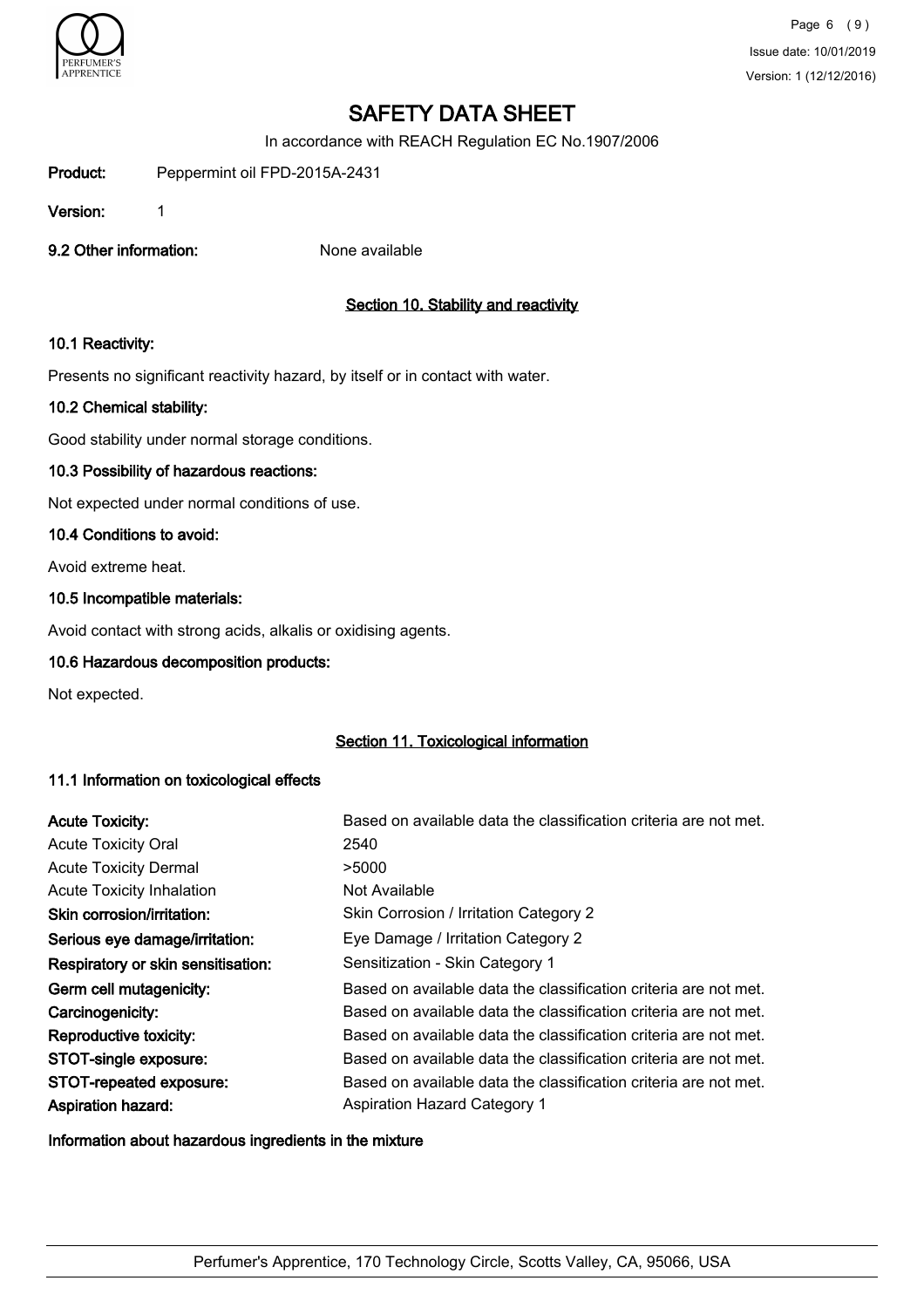# SAFETY DATA SHEET

In accordance with REACH Regulation EC No.1907/2006

**Product:** Peppermint oil FPD-2015A-2431

**Version:** 1

**9.2 Other information:** None available

## Section 10. Stability and reactivity

### 10.1 Reactivity:

Presents no significant reactivity hazard, by itself or in contact with water.

### 10.2 Chemical stability:

Good stability under normal storage conditions.

### 10.3 Possibility of hazardous reactions:

Not expected under normal conditions of use.

### 10.4 Conditions to avoid:

Avoid extreme heat.

### 10.5 Incompatible materials:

Avoid contact with strong acids, alkalis or oxidising agents.

### 10.6 Hazardous decomposition products:

Not expected.

## Section 11. Toxicological information

### 11.1 Information on toxicological effects

| | |
|---|---|
| **Acute Toxicity:** | Based on available data the classification criteria are not met. |
| Acute Toxicity Oral | 2540 |
| Acute Toxicity Dermal | >5000 |
| Acute Toxicity Inhalation | Not Available |
| **Skin corrosion/irritation:** | Skin Corrosion / Irritation Category 2 |
| **Serious eye damage/irritation:** | Eye Damage / Irritation Category 2 |
| **Respiratory or skin sensitisation:** | Sensitization - Skin Category 1 |
| **Germ cell mutagenicity:** | Based on available data the classification criteria are not met. |
| **Carcinogenicity:** | Based on available data the classification criteria are not met. |
| **Reproductive toxicity:** | Based on available data the classification criteria are not met. |
| **STOT-single exposure:** | Based on available data the classification criteria are not met. |
| **STOT-repeated exposure:** | Based on available data the classification criteria are not met. |
| **Aspiration hazard:** | Aspiration Hazard Category 1 |

**Information about hazardous ingredients in the mixture**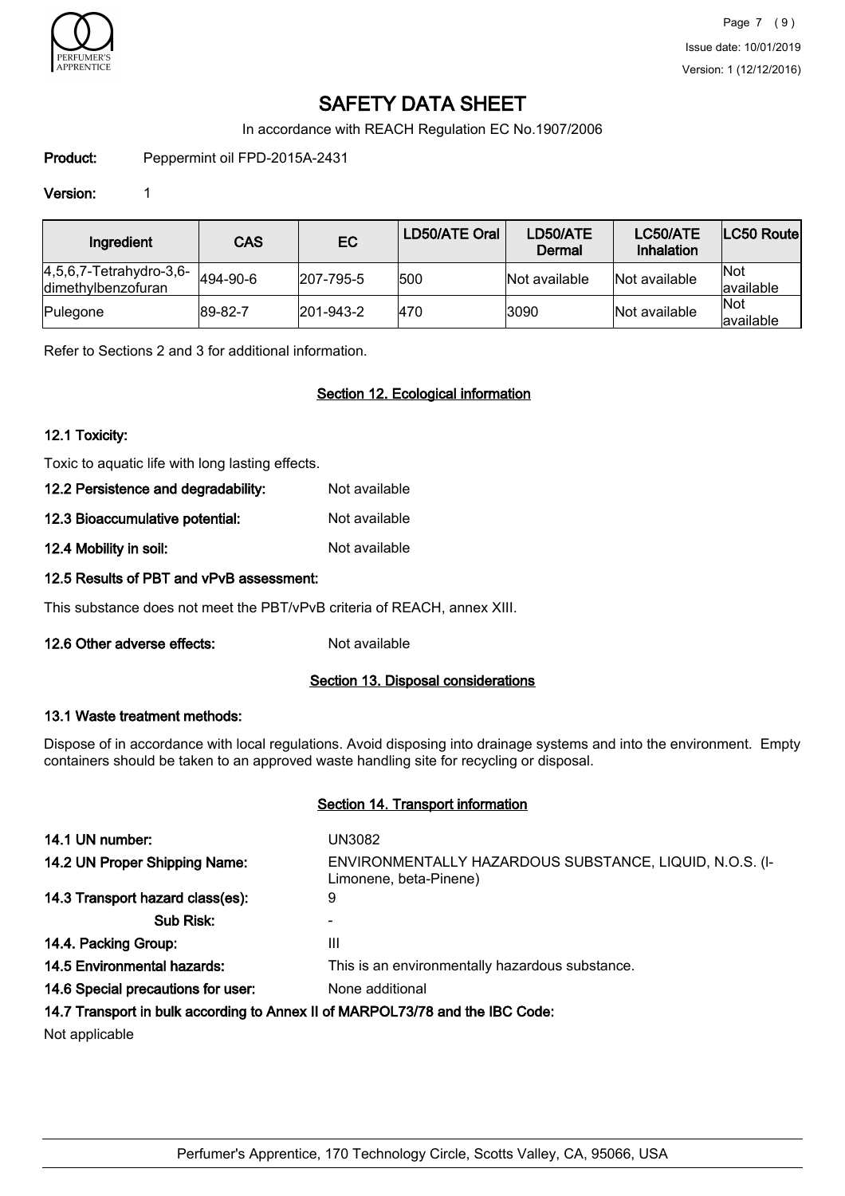# SAFETY DATA SHEET

In accordance with REACH Regulation EC No.1907/2006

**Product:** Peppermint oil FPD-2015A-2431

**Version:** 1

| Ingredient | CAS | EC | LD50/ATE Oral | LD50/ATE Dermal | LC50/ATE Inhalation | LC50 Route |
|---|---|---|---|---|---|---|
| 4,5,6,7-Tetrahydro-3,6-dimethylbenzofuran | 494-90-6 | 207-795-5 | 500 | Not available | Not available | Not available |
| Pulegone | 89-82-7 | 201-943-2 | 470 | 3090 | Not available | Not available |

Refer to Sections 2 and 3 for additional information.

## Section 12. Ecological information

### 12.1 Toxicity:

Toxic to aquatic life with long lasting effects.

**12.2 Persistence and degradability:** Not available

**12.3 Bioaccumulative potential:** Not available

**12.4 Mobility in soil:** Not available

### 12.5 Results of PBT and vPvB assessment:

This substance does not meet the PBT/vPvB criteria of REACH, annex XIII.

**12.6 Other adverse effects:** Not available

## Section 13. Disposal considerations

### 13.1 Waste treatment methods:

Dispose of in accordance with local regulations. Avoid disposing into drainage systems and into the environment. Empty containers should be taken to an approved waste handling site for recycling or disposal.

## Section 14. Transport information

**14.1 UN number:** UN3082

**14.2 UN Proper Shipping Name:** ENVIRONMENTALLY HAZARDOUS SUBSTANCE, LIQUID, N.O.S. (l-Limonene, beta-Pinene)

**14.3 Transport hazard class(es):** 9

**Sub Risk:** -

**14.4. Packing Group:** III

**14.5 Environmental hazards:** This is an environmentally hazardous substance.

**14.6 Special precautions for user:** None additional

### 14.7 Transport in bulk according to Annex II of MARPOL73/78 and the IBC Code:

Not applicable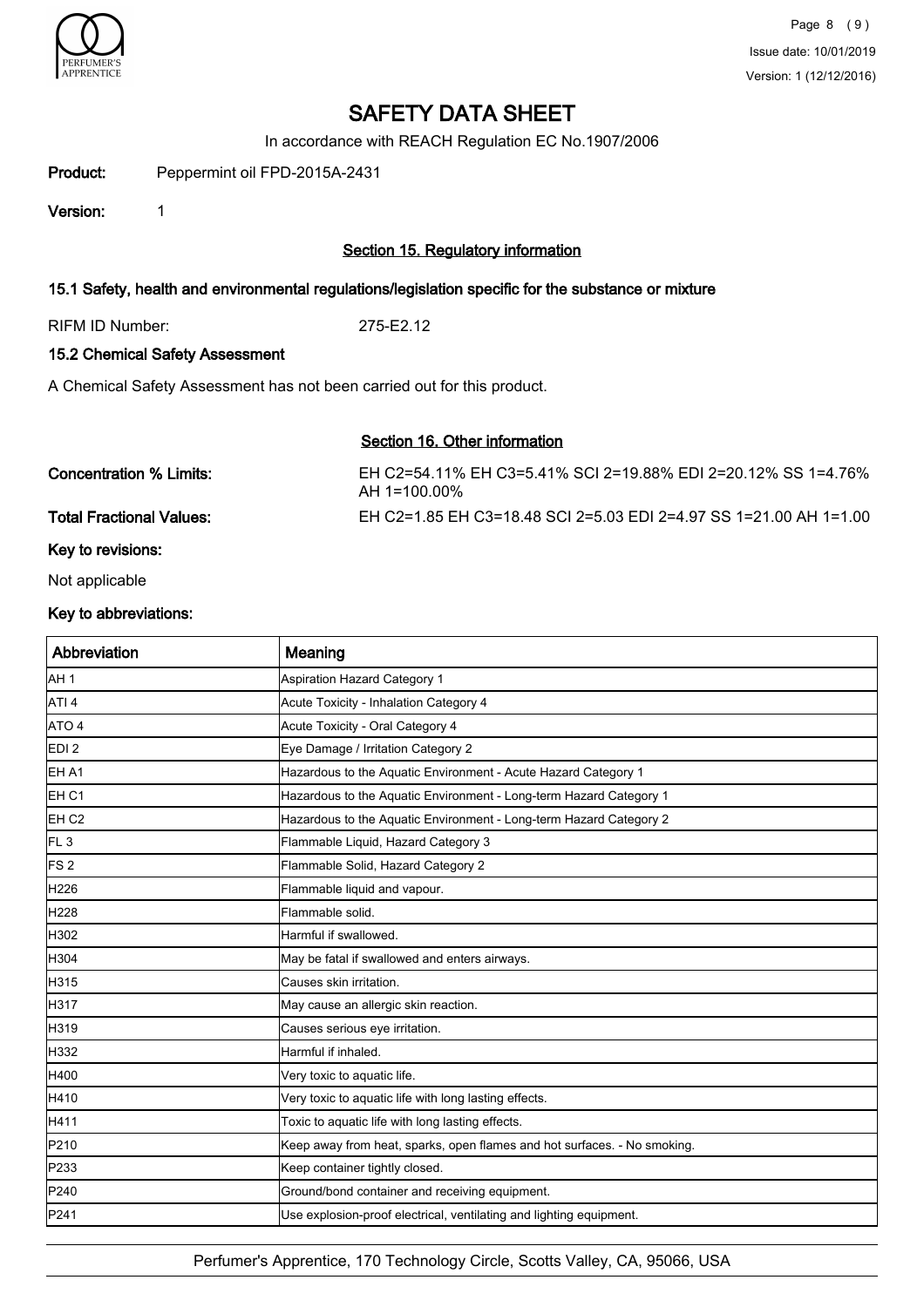# SAFETY DATA SHEET

In accordance with REACH Regulation EC No.1907/2006

**Product:** Peppermint oil FPD-2015A-2431

**Version:** 1

## Section 15. Regulatory information

### 15.1 Safety, health and environmental regulations/legislation specific for the substance or mixture

RIFM ID Number: 275-E2.12

### 15.2 Chemical Safety Assessment

A Chemical Safety Assessment has not been carried out for this product.

## Section 16. Other information

**Concentration % Limits:** EH C2=54.11% EH C3=5.41% SCI 2=19.88% EDI 2=20.12% SS 1=4.76% AH 1=100.00%

**Total Fractional Values:** EH C2=1.85 EH C3=18.48 SCI 2=5.03 EDI 2=4.97 SS 1=21.00 AH 1=1.00

### Key to revisions:

Not applicable

### Key to abbreviations:

| Abbreviation | Meaning |
| --- | --- |
| AH 1 | Aspiration Hazard Category 1 |
| ATI 4 | Acute Toxicity - Inhalation Category 4 |
| ATO 4 | Acute Toxicity - Oral Category 4 |
| EDI 2 | Eye Damage / Irritation Category 2 |
| EH A1 | Hazardous to the Aquatic Environment - Acute Hazard Category 1 |
| EH C1 | Hazardous to the Aquatic Environment - Long-term Hazard Category 1 |
| EH C2 | Hazardous to the Aquatic Environment - Long-term Hazard Category 2 |
| FL 3 | Flammable Liquid, Hazard Category 3 |
| FS 2 | Flammable Solid, Hazard Category 2 |
| H226 | Flammable liquid and vapour. |
| H228 | Flammable solid. |
| H302 | Harmful if swallowed. |
| H304 | May be fatal if swallowed and enters airways. |
| H315 | Causes skin irritation. |
| H317 | May cause an allergic skin reaction. |
| H319 | Causes serious eye irritation. |
| H332 | Harmful if inhaled. |
| H400 | Very toxic to aquatic life. |
| H410 | Very toxic to aquatic life with long lasting effects. |
| H411 | Toxic to aquatic life with long lasting effects. |
| P210 | Keep away from heat, sparks, open flames and hot surfaces. - No smoking. |
| P233 | Keep container tightly closed. |
| P240 | Ground/bond container and receiving equipment. |
| P241 | Use explosion-proof electrical, ventilating and lighting equipment. |

Perfumer's Apprentice, 170 Technology Circle, Scotts Valley, CA, 95066, USA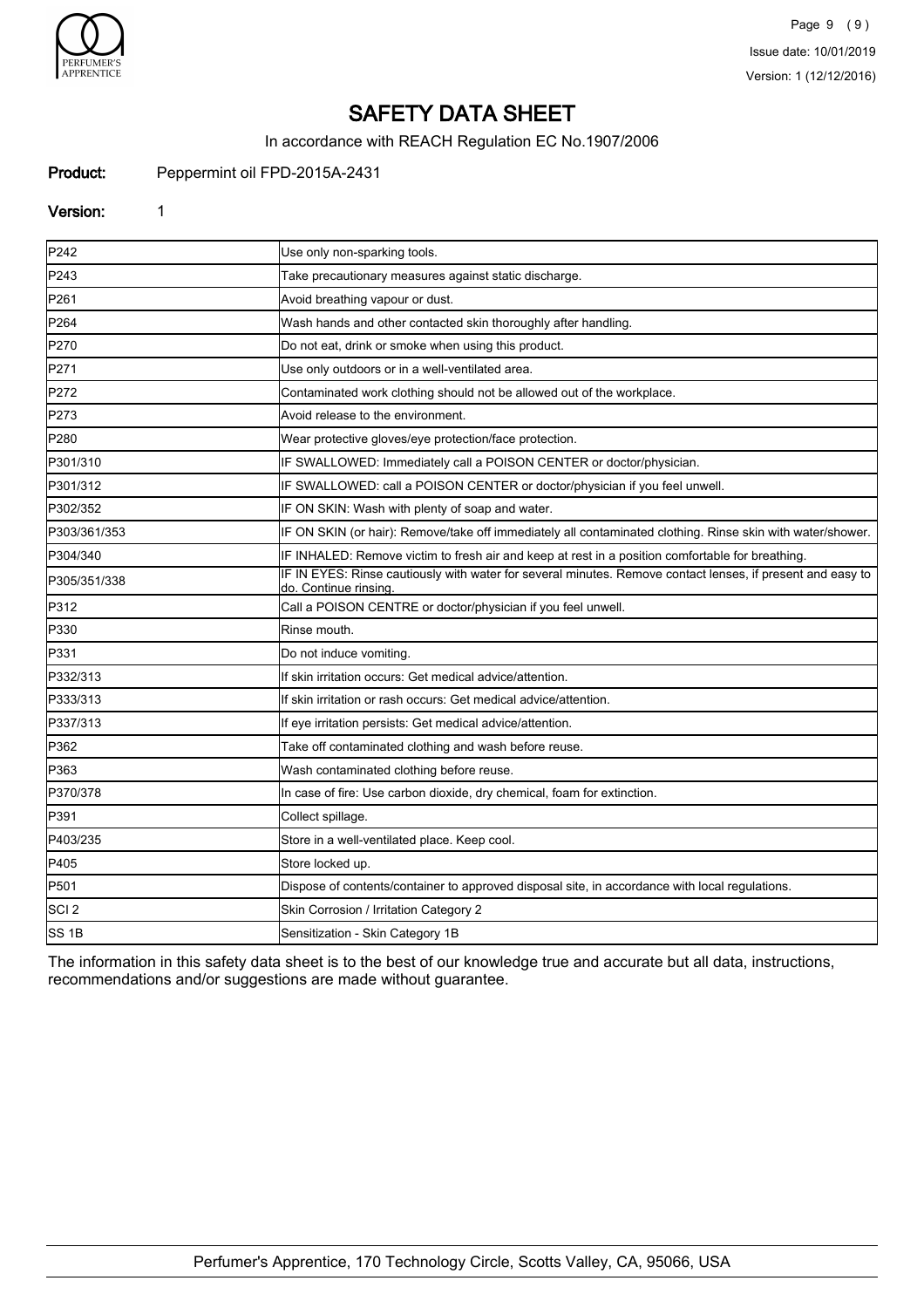# SAFETY DATA SHEET

In accordance with REACH Regulation EC No.1907/2006

**Product:** Peppermint oil FPD-2015A-2431

**Version:** 1

| | |
|---|---|
| P242 | Use only non-sparking tools. |
| P243 | Take precautionary measures against static discharge. |
| P261 | Avoid breathing vapour or dust. |
| P264 | Wash hands and other contacted skin thoroughly after handling. |
| P270 | Do not eat, drink or smoke when using this product. |
| P271 | Use only outdoors or in a well-ventilated area. |
| P272 | Contaminated work clothing should not be allowed out of the workplace. |
| P273 | Avoid release to the environment. |
| P280 | Wear protective gloves/eye protection/face protection. |
| P301/310 | IF SWALLOWED: Immediately call a POISON CENTER or doctor/physician. |
| P301/312 | IF SWALLOWED: call a POISON CENTER or doctor/physician if you feel unwell. |
| P302/352 | IF ON SKIN: Wash with plenty of soap and water. |
| P303/361/353 | IF ON SKIN (or hair): Remove/take off immediately all contaminated clothing. Rinse skin with water/shower. |
| P304/340 | IF INHALED: Remove victim to fresh air and keep at rest in a position comfortable for breathing. |
| P305/351/338 | IF IN EYES: Rinse cautiously with water for several minutes. Remove contact lenses, if present and easy to do. Continue rinsing. |
| P312 | Call a POISON CENTRE or doctor/physician if you feel unwell. |
| P330 | Rinse mouth. |
| P331 | Do not induce vomiting. |
| P332/313 | If skin irritation occurs: Get medical advice/attention. |
| P333/313 | If skin irritation or rash occurs: Get medical advice/attention. |
| P337/313 | If eye irritation persists: Get medical advice/attention. |
| P362 | Take off contaminated clothing and wash before reuse. |
| P363 | Wash contaminated clothing before reuse. |
| P370/378 | In case of fire: Use carbon dioxide, dry chemical, foam for extinction. |
| P391 | Collect spillage. |
| P403/235 | Store in a well-ventilated place. Keep cool. |
| P405 | Store locked up. |
| P501 | Dispose of contents/container to approved disposal site, in accordance with local regulations. |
| SCI 2 | Skin Corrosion / Irritation Category 2 |
| SS 1B | Sensitization - Skin Category 1B |

The information in this safety data sheet is to the best of our knowledge true and accurate but all data, instructions, recommendations and/or suggestions are made without guarantee.